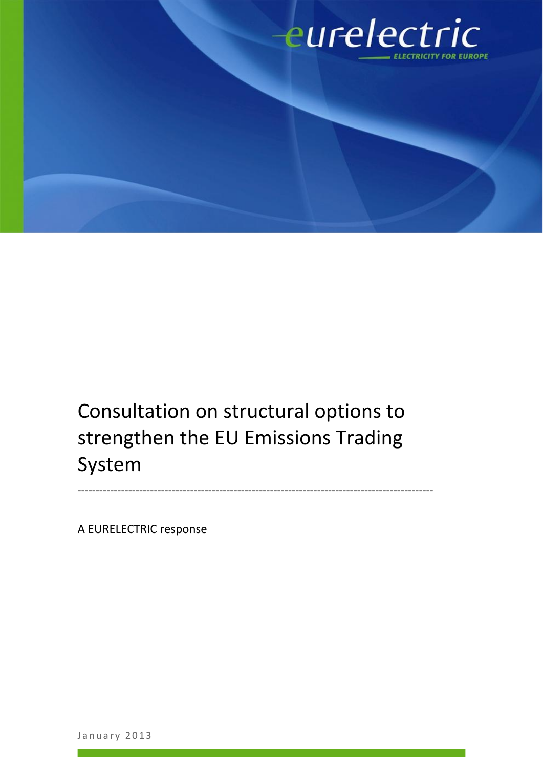eurelectric

ELECTRICITY FOR EUROPE

# Consultation on structural options to strengthen the EU Emissions Trading System

---

A EURELECTRIC response

January 2013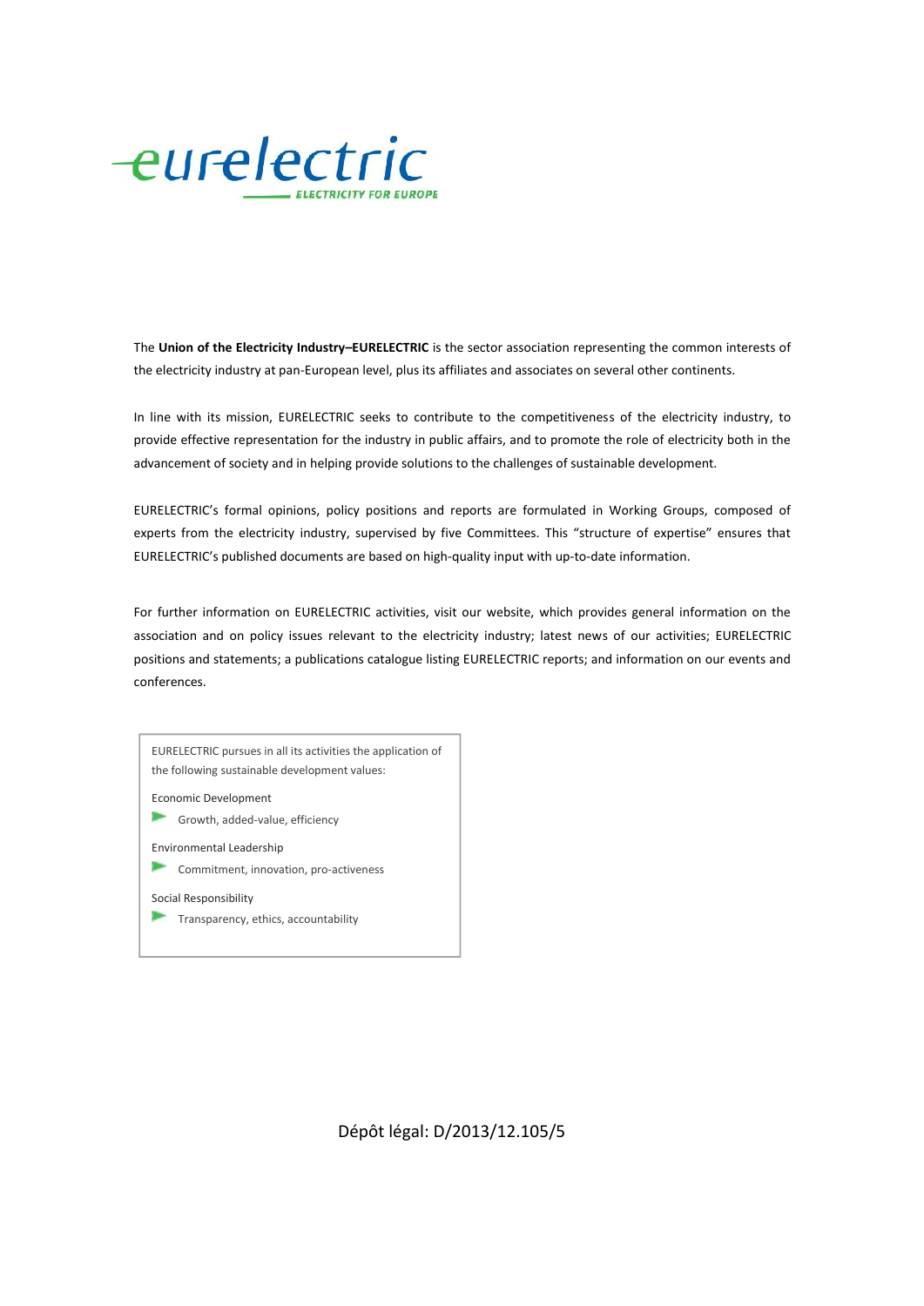eurelectric

ELECTRICITY FOR EUROPE

The **Union of the Electricity Industry–EURELECTRIC** is the sector association representing the common interests of the electricity industry at pan-European level, plus its affiliates and associates on several other continents.

In line with its mission, EURELECTRIC seeks to contribute to the competitiveness of the electricity industry, to provide effective representation for the industry in public affairs, and to promote the role of electricity both in the advancement of society and in helping provide solutions to the challenges of sustainable development.

EURELECTRIC's formal opinions, policy positions and reports are formulated in Working Groups, composed of experts from the electricity industry, supervised by five Committees. This "structure of expertise" ensures that EURELECTRIC's published documents are based on high-quality input with up-to-date information.

For further information on EURELECTRIC activities, visit our website, which provides general information on the association and on policy issues relevant to the electricity industry; latest news of our activities; EURELECTRIC positions and statements; a publications catalogue listing EURELECTRIC reports; and information on our events and conferences.

EURELECTRIC pursues in all its activities the application of the following sustainable development values:

Economic Development

- Growth, added-value, efficiency

Environmental Leadership

- Commitment, innovation, pro-activeness

Social Responsibility

- Transparency, ethics, accountability

Dépôt légal: D/2013/12.105/5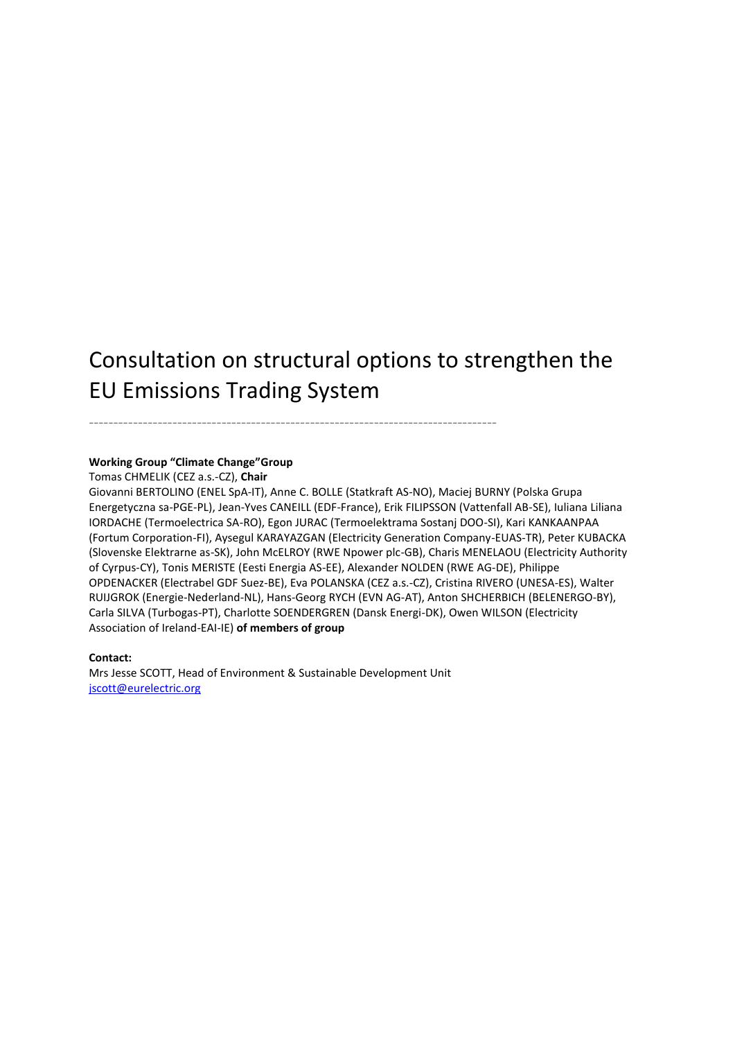# Consultation on structural options to strengthen the EU Emissions Trading System

---

**Working Group "Climate Change"Group**

Tomas CHMELIK (CEZ a.s.-CZ), **Chair**

Giovanni BERTOLINO (ENEL SpA-IT), Anne C. BOLLE (Statkraft AS-NO), Maciej BURNY (Polska Grupa Energetyczna sa-PGE-PL), Jean-Yves CANEILL (EDF-France), Erik FILIPSSON (Vattenfall AB-SE), Iuliana Liliana IORDACHE (Termoelectrica SA-RO), Egon JURAC (Termoelektrama Sostanj DOO-SI), Kari KANKAANPAA (Fortum Corporation-FI), Aysegul KARAYAZGAN (Electricity Generation Company-EUAS-TR), Peter KUBACKA (Slovenske Elektrarne as-SK), John McELROY (RWE Npower plc-GB), Charis MENELAOU (Electricity Authority of Cyprus-CY), Tonis MERISTE (Eesti Energia AS-EE), Alexander NOLDEN (RWE AG-DE), Philippe OPDENACKER (Electrabel GDF Suez-BE), Eva POLANSKA (CEZ a.s.-CZ), Cristina RIVERO (UNESA-ES), Walter RUIJGROK (Energie-Nederland-NL), Hans-Georg RYCH (EVN AG-AT), Anton SHCHERBICH (BELENERGO-BY), Carla SILVA (Turbogas-PT), Charlotte SOENDERGREN (Dansk Energi-DK), Owen WILSON (Electricity Association of Ireland-EAI-IE) **of members of group**

**Contact:**

Mrs Jesse SCOTT, Head of Environment & Sustainable Development Unit
jscott@eurelectric.org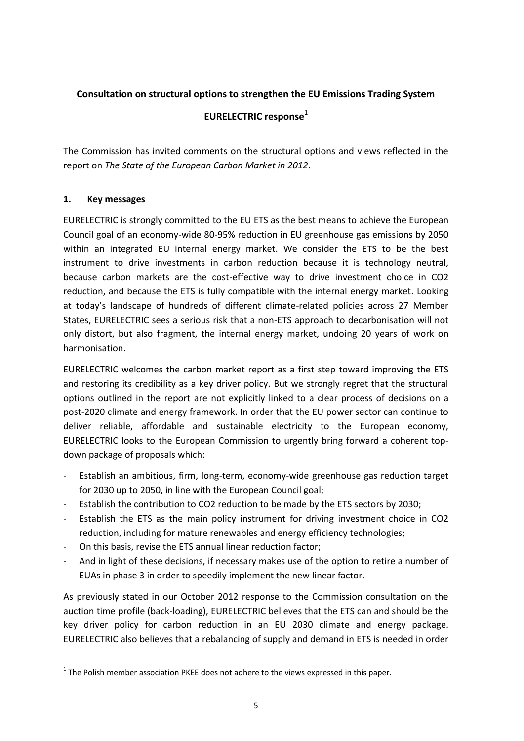**Consultation on structural options to strengthen the EU Emissions Trading System**

**EURELECTRIC response[1]**

The Commission has invited comments on the structural options and views reflected in the report on *The State of the European Carbon Market in 2012*.

## 1. Key messages

EURELECTRIC is strongly committed to the EU ETS as the best means to achieve the European Council goal of an economy-wide 80-95% reduction in EU greenhouse gas emissions by 2050 within an integrated EU internal energy market. We consider the ETS to be the best instrument to drive investments in carbon reduction because it is technology neutral, because carbon markets are the cost-effective way to drive investment choice in CO2 reduction, and because the ETS is fully compatible with the internal energy market. Looking at today's landscape of hundreds of different climate-related policies across 27 Member States, EURELECTRIC sees a serious risk that a non-ETS approach to decarbonisation will not only distort, but also fragment, the internal energy market, undoing 20 years of work on harmonisation.

EURELECTRIC welcomes the carbon market report as a first step toward improving the ETS and restoring its credibility as a key driver policy. But we strongly regret that the structural options outlined in the report are not explicitly linked to a clear process of decisions on a post-2020 climate and energy framework. In order that the EU power sector can continue to deliver reliable, affordable and sustainable electricity to the European economy, EURELECTRIC looks to the European Commission to urgently bring forward a coherent top-down package of proposals which:

- Establish an ambitious, firm, long-term, economy-wide greenhouse gas reduction target for 2030 up to 2050, in line with the European Council goal;
- Establish the contribution to CO2 reduction to be made by the ETS sectors by 2030;
- Establish the ETS as the main policy instrument for driving investment choice in CO2 reduction, including for mature renewables and energy efficiency technologies;
- On this basis, revise the ETS annual linear reduction factor;
- And in light of these decisions, if necessary makes use of the option to retire a number of EUAs in phase 3 in order to speedily implement the new linear factor.

As previously stated in our October 2012 response to the Commission consultation on the auction time profile (back-loading), EURELECTRIC believes that the ETS can and should be the key driver policy for carbon reduction in an EU 2030 climate and energy package. EURELECTRIC also believes that a rebalancing of supply and demand in ETS is needed in order

[1] The Polish member association PKEE does not adhere to the views expressed in this paper.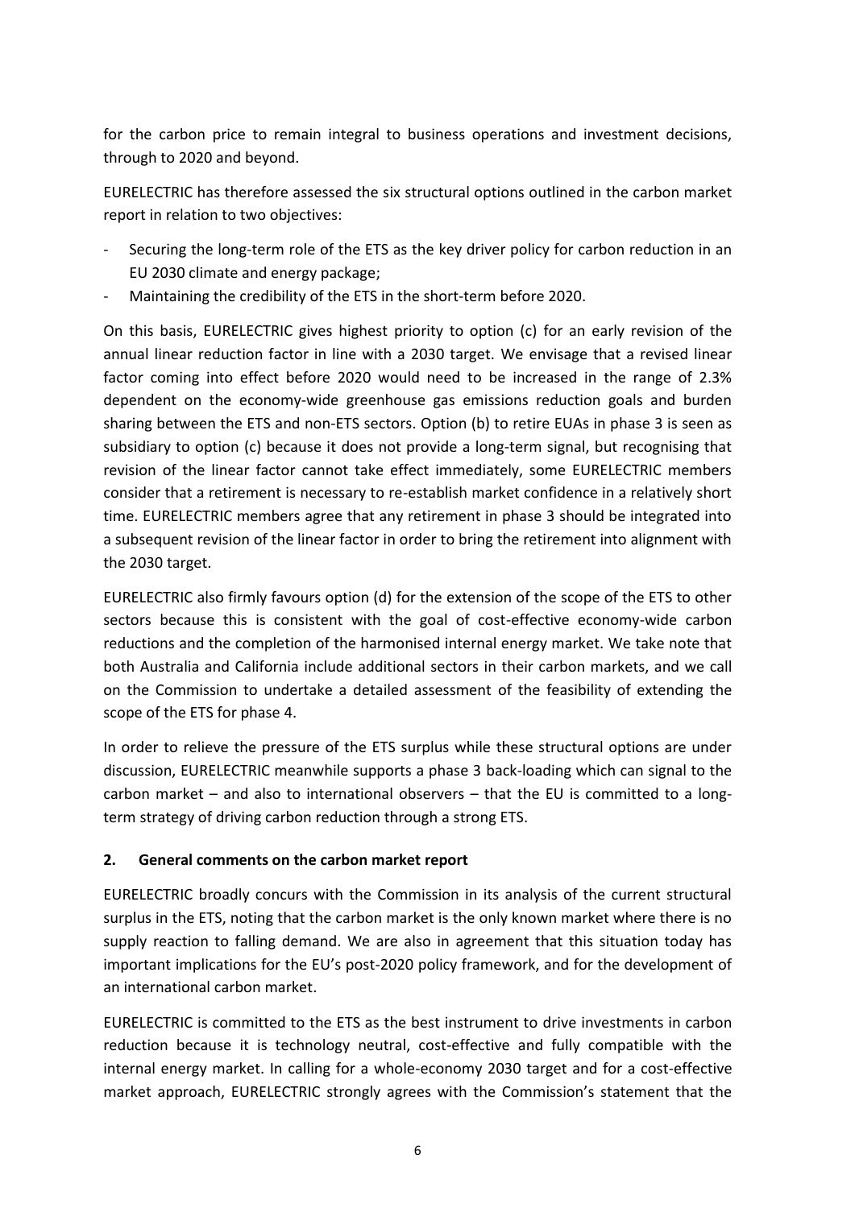for the carbon price to remain integral to business operations and investment decisions, through to 2020 and beyond.

EURELECTRIC has therefore assessed the six structural options outlined in the carbon market report in relation to two objectives:

- Securing the long-term role of the ETS as the key driver policy for carbon reduction in an EU 2030 climate and energy package;
- Maintaining the credibility of the ETS in the short-term before 2020.

On this basis, EURELECTRIC gives highest priority to option (c) for an early revision of the annual linear reduction factor in line with a 2030 target. We envisage that a revised linear factor coming into effect before 2020 would need to be increased in the range of 2.3% dependent on the economy-wide greenhouse gas emissions reduction goals and burden sharing between the ETS and non-ETS sectors. Option (b) to retire EUAs in phase 3 is seen as subsidiary to option (c) because it does not provide a long-term signal, but recognising that revision of the linear factor cannot take effect immediately, some EURELECTRIC members consider that a retirement is necessary to re-establish market confidence in a relatively short time. EURELECTRIC members agree that any retirement in phase 3 should be integrated into a subsequent revision of the linear factor in order to bring the retirement into alignment with the 2030 target.

EURELECTRIC also firmly favours option (d) for the extension of the scope of the ETS to other sectors because this is consistent with the goal of cost-effective economy-wide carbon reductions and the completion of the harmonised internal energy market. We take note that both Australia and California include additional sectors in their carbon markets, and we call on the Commission to undertake a detailed assessment of the feasibility of extending the scope of the ETS for phase 4.

In order to relieve the pressure of the ETS surplus while these structural options are under discussion, EURELECTRIC meanwhile supports a phase 3 back-loading which can signal to the carbon market – and also to international observers – that the EU is committed to a long-term strategy of driving carbon reduction through a strong ETS.

## 2. General comments on the carbon market report

EURELECTRIC broadly concurs with the Commission in its analysis of the current structural surplus in the ETS, noting that the carbon market is the only known market where there is no supply reaction to falling demand. We are also in agreement that this situation today has important implications for the EU's post-2020 policy framework, and for the development of an international carbon market.

EURELECTRIC is committed to the ETS as the best instrument to drive investments in carbon reduction because it is technology neutral, cost-effective and fully compatible with the internal energy market. In calling for a whole-economy 2030 target and for a cost-effective market approach, EURELECTRIC strongly agrees with the Commission's statement that the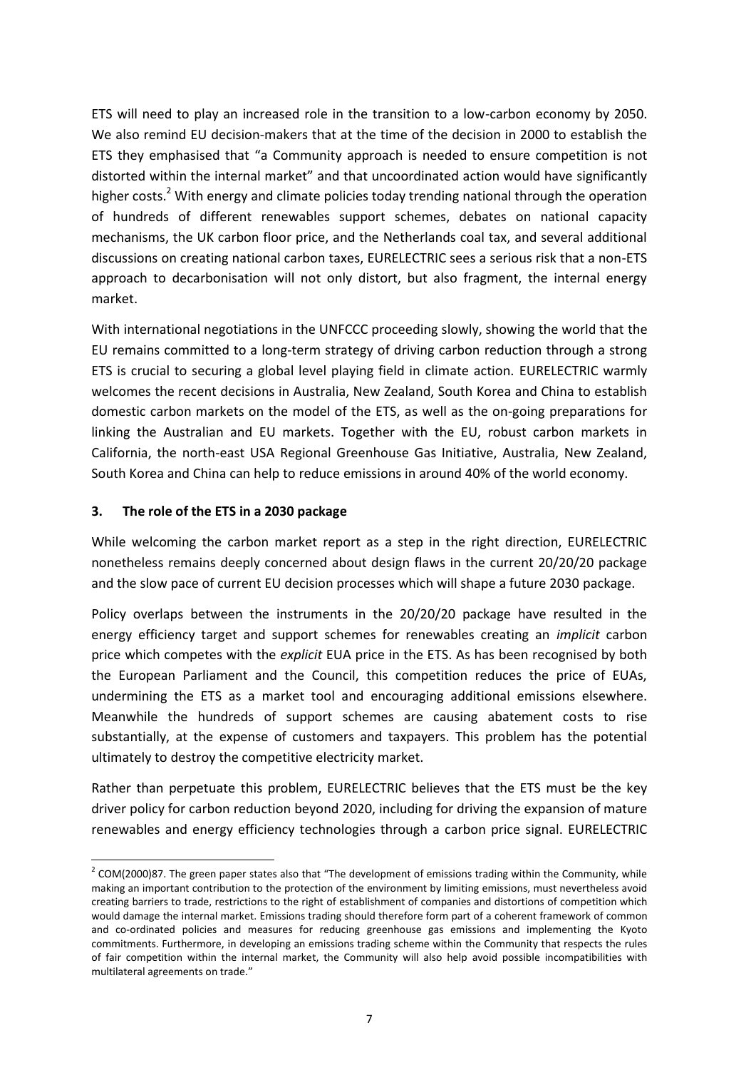ETS will need to play an increased role in the transition to a low-carbon economy by 2050. We also remind EU decision-makers that at the time of the decision in 2000 to establish the ETS they emphasised that "a Community approach is needed to ensure competition is not distorted within the internal market" and that uncoordinated action would have significantly higher costs.[2] With energy and climate policies today trending national through the operation of hundreds of different renewables support schemes, debates on national capacity mechanisms, the UK carbon floor price, and the Netherlands coal tax, and several additional discussions on creating national carbon taxes, EURELECTRIC sees a serious risk that a non-ETS approach to decarbonisation will not only distort, but also fragment, the internal energy market.

With international negotiations in the UNFCCC proceeding slowly, showing the world that the EU remains committed to a long-term strategy of driving carbon reduction through a strong ETS is crucial to securing a global level playing field in climate action. EURELECTRIC warmly welcomes the recent decisions in Australia, New Zealand, South Korea and China to establish domestic carbon markets on the model of the ETS, as well as the on-going preparations for linking the Australian and EU markets. Together with the EU, robust carbon markets in California, the north-east USA Regional Greenhouse Gas Initiative, Australia, New Zealand, South Korea and China can help to reduce emissions in around 40% of the world economy.

### 3. The role of the ETS in a 2030 package

While welcoming the carbon market report as a step in the right direction, EURELECTRIC nonetheless remains deeply concerned about design flaws in the current 20/20/20 package and the slow pace of current EU decision processes which will shape a future 2030 package.

Policy overlaps between the instruments in the 20/20/20 package have resulted in the energy efficiency target and support schemes for renewables creating an *implicit* carbon price which competes with the *explicit* EUA price in the ETS. As has been recognised by both the European Parliament and the Council, this competition reduces the price of EUAs, undermining the ETS as a market tool and encouraging additional emissions elsewhere. Meanwhile the hundreds of support schemes are causing abatement costs to rise substantially, at the expense of customers and taxpayers. This problem has the potential ultimately to destroy the competitive electricity market.

Rather than perpetuate this problem, EURELECTRIC believes that the ETS must be the key driver policy for carbon reduction beyond 2020, including for driving the expansion of mature renewables and energy efficiency technologies through a carbon price signal. EURELECTRIC

---

[2] COM(2000)87. The green paper states also that "The development of emissions trading within the Community, while making an important contribution to the protection of the environment by limiting emissions, must nevertheless avoid creating barriers to trade, restrictions to the right of establishment of companies and distortions of competition which would damage the internal market. Emissions trading should therefore form part of a coherent framework of common and co-ordinated policies and measures for reducing greenhouse gas emissions and implementing the Kyoto commitments. Furthermore, in developing an emissions trading scheme within the Community that respects the rules of fair competition within the internal market, the Community will also help avoid possible incompatibilities with multilateral agreements on trade."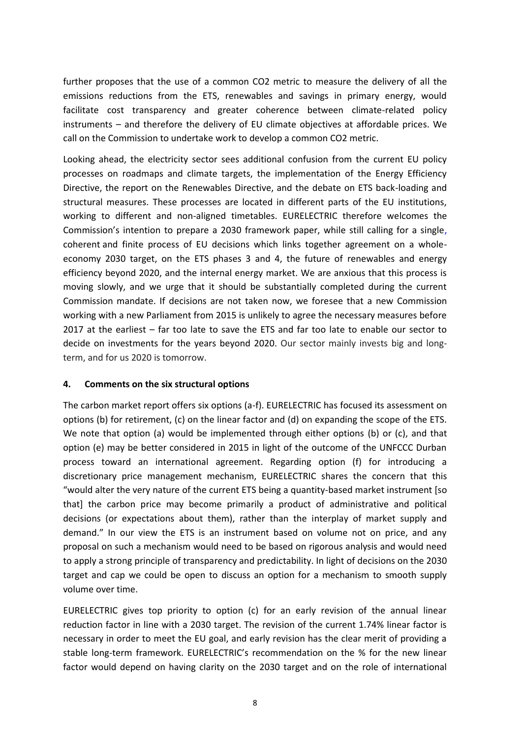further proposes that the use of a common $CO_2$ metric to measure the delivery of all the emissions reductions from the ETS, renewables and savings in primary energy, would facilitate cost transparency and greater coherence between climate-related policy instruments – and therefore the delivery of EU climate objectives at affordable prices. We call on the Commission to undertake work to develop a common $CO_2$ metric.

Looking ahead, the electricity sector sees additional confusion from the current EU policy processes on roadmaps and climate targets, the implementation of the Energy Efficiency Directive, the report on the Renewables Directive, and the debate on ETS back-loading and structural measures. These processes are located in different parts of the EU institutions, working to different and non-aligned timetables. EURELECTRIC therefore welcomes the Commission's intention to prepare a 2030 framework paper, while still calling for a single, coherent and finite process of EU decisions which links together agreement on a whole-economy 2030 target, on the ETS phases 3 and 4, the future of renewables and energy efficiency beyond 2020, and the internal energy market. We are anxious that this process is moving slowly, and we urge that it should be substantially completed during the current Commission mandate. If decisions are not taken now, we foresee that a new Commission working with a new Parliament from 2015 is unlikely to agree the necessary measures before 2017 at the earliest – far too late to save the ETS and far too late to enable our sector to decide on investments for the years beyond 2020. Our sector mainly invests big and long-term, and for us 2020 is tomorrow.

### 4. Comments on the six structural options

The carbon market report offers six options (a-f). EURELECTRIC has focused its assessment on options (b) for retirement, (c) on the linear factor and (d) on expanding the scope of the ETS. We note that option (a) would be implemented through either options (b) or (c), and that option (e) may be better considered in 2015 in light of the outcome of the UNFCCC Durban process toward an international agreement. Regarding option (f) for introducing a discretionary price management mechanism, EURELECTRIC shares the concern that this "would alter the very nature of the current ETS being a quantity-based market instrument [so that] the carbon price may become primarily a product of administrative and political decisions (or expectations about them), rather than the interplay of market supply and demand." In our view the ETS is an instrument based on volume not on price, and any proposal on such a mechanism would need to be based on rigorous analysis and would need to apply a strong principle of transparency and predictability. In light of decisions on the 2030 target and cap we could be open to discuss an option for a mechanism to smooth supply volume over time.

EURELECTRIC gives top priority to option (c) for an early revision of the annual linear reduction factor in line with a 2030 target. The revision of the current 1.74% linear factor is necessary in order to meet the EU goal, and early revision has the clear merit of providing a stable long-term framework. EURELECTRIC's recommendation on the % for the new linear factor would depend on having clarity on the 2030 target and on the role of international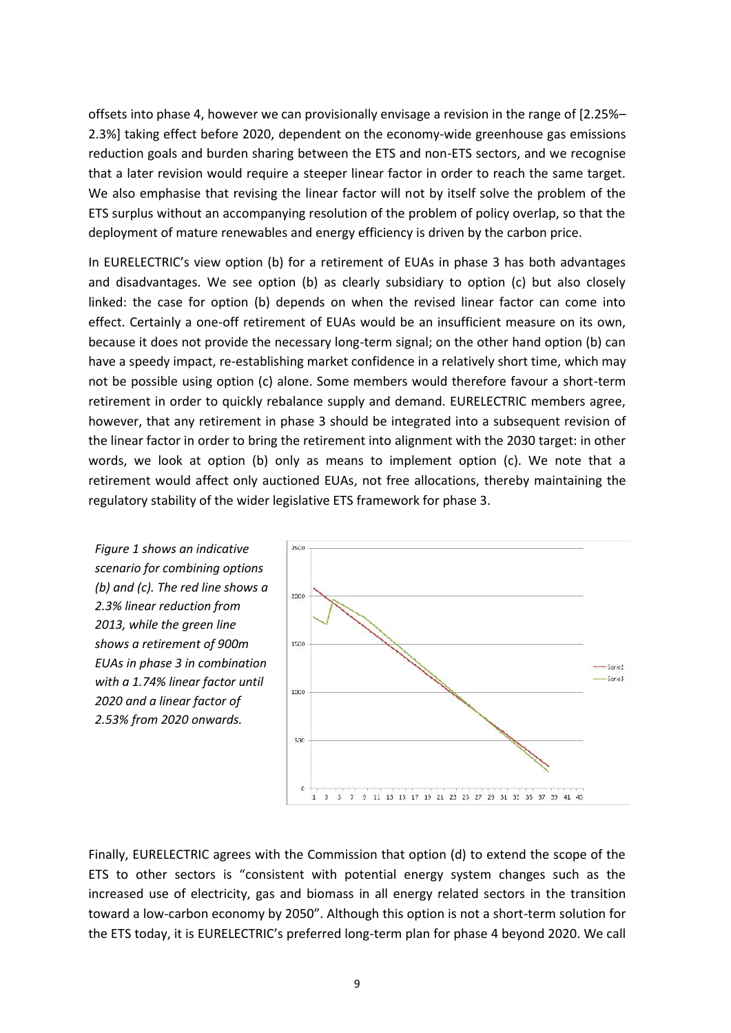offsets into phase 4, however we can provisionally envisage a revision in the range of [2.25%–2.3%] taking effect before 2020, dependent on the economy-wide greenhouse gas emissions reduction goals and burden sharing between the ETS and non-ETS sectors, and we recognise that a later revision would require a steeper linear factor in order to reach the same target. We also emphasise that revising the linear factor will not by itself solve the problem of the ETS surplus without an accompanying resolution of the problem of policy overlap, so that the deployment of mature renewables and energy efficiency is driven by the carbon price.

In EURELECTRIC's view option (b) for a retirement of EUAs in phase 3 has both advantages and disadvantages. We see option (b) as clearly subsidiary to option (c) but also closely linked: the case for option (b) depends on when the revised linear factor can come into effect. Certainly a one-off retirement of EUAs would be an insufficient measure on its own, because it does not provide the necessary long-term signal; on the other hand option (b) can have a speedy impact, re-establishing market confidence in a relatively short time, which may not be possible using option (c) alone. Some members would therefore favour a short-term retirement in order to quickly rebalance supply and demand. EURELECTRIC members agree, however, that any retirement in phase 3 should be integrated into a subsequent revision of the linear factor in order to bring the retirement into alignment with the 2030 target: in other words, we look at option (b) only as means to implement option (c). We note that a retirement would affect only auctioned EUAs, not free allocations, thereby maintaining the regulatory stability of the wider legislative ETS framework for phase 3.

*Figure 1 shows an indicative scenario for combining options (b) and (c). The red line shows a 2.3% linear reduction from 2013, while the green line shows a retirement of 900m EUAs in phase 3 in combination with a 1.74% linear factor until 2020 and a linear factor of 2.53% from 2020 onwards.*

Finally, EURELECTRIC agrees with the Commission that option (d) to extend the scope of the ETS to other sectors is "consistent with potential energy system changes such as the increased use of electricity, gas and biomass in all energy related sectors in the transition toward a low-carbon economy by 2050". Although this option is not a short-term solution for the ETS today, it is EURELECTRIC's preferred long-term plan for phase 4 beyond 2020. We call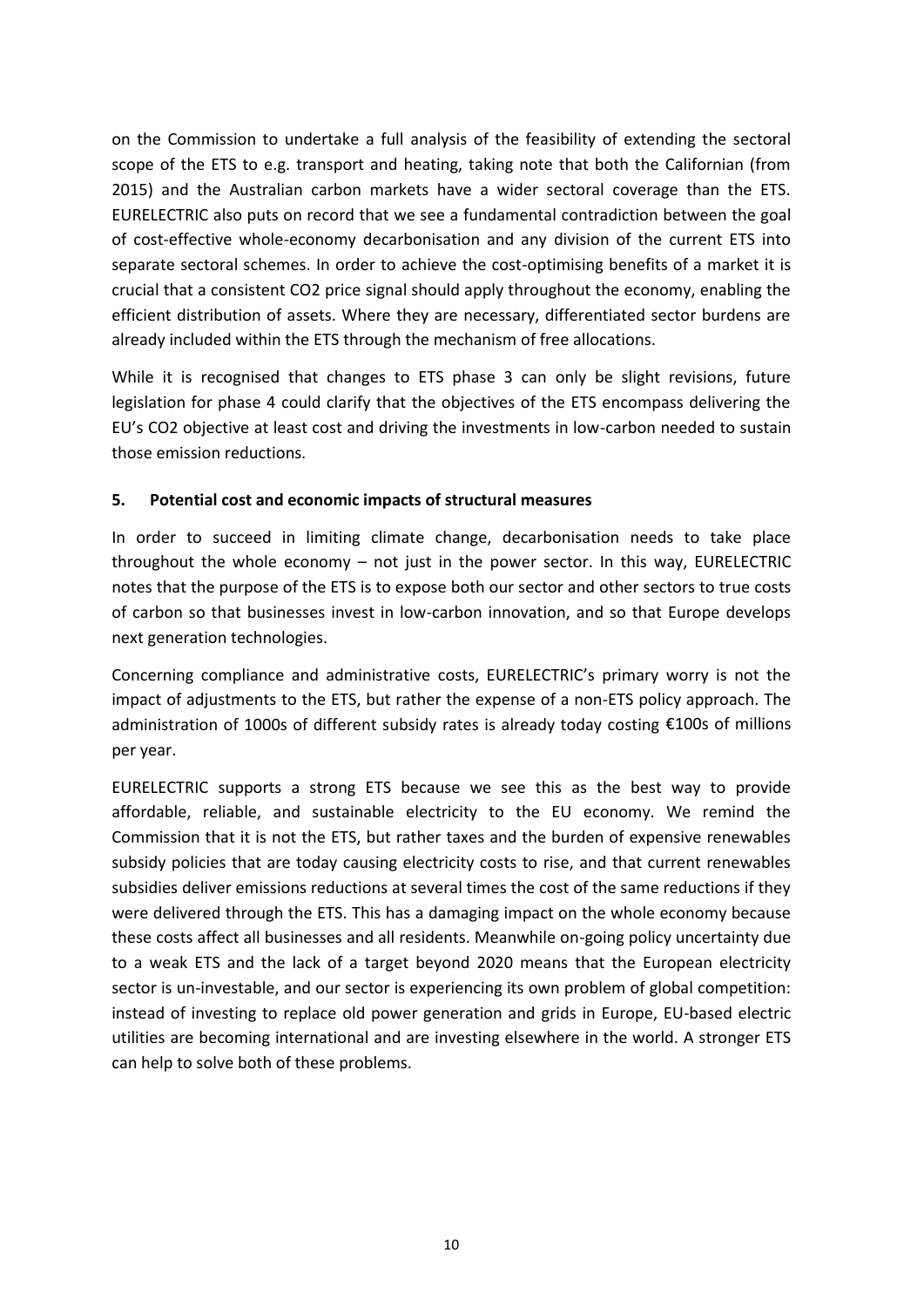on the Commission to undertake a full analysis of the feasibility of extending the sectoral scope of the ETS to e.g. transport and heating, taking note that both the Californian (from 2015) and the Australian carbon markets have a wider sectoral coverage than the ETS. EURELECTRIC also puts on record that we see a fundamental contradiction between the goal of cost-effective whole-economy decarbonisation and any division of the current ETS into separate sectoral schemes. In order to achieve the cost-optimising benefits of a market it is crucial that a consistent $CO_2$ price signal should apply throughout the economy, enabling the efficient distribution of assets. Where they are necessary, differentiated sector burdens are already included within the ETS through the mechanism of free allocations.

While it is recognised that changes to ETS phase 3 can only be slight revisions, future legislation for phase 4 could clarify that the objectives of the ETS encompass delivering the EU's $CO_2$ objective at least cost and driving the investments in low-carbon needed to sustain those emission reductions.

### 5. Potential cost and economic impacts of structural measures

In order to succeed in limiting climate change, decarbonisation needs to take place throughout the whole economy – not just in the power sector. In this way, EURELECTRIC notes that the purpose of the ETS is to expose both our sector and other sectors to true costs of carbon so that businesses invest in low-carbon innovation, and so that Europe develops next generation technologies.

Concerning compliance and administrative costs, EURELECTRIC's primary worry is not the impact of adjustments to the ETS, but rather the expense of a non-ETS policy approach. The administration of 1000s of different subsidy rates is already today costing €100s of millions per year.

EURELECTRIC supports a strong ETS because we see this as the best way to provide affordable, reliable, and sustainable electricity to the EU economy. We remind the Commission that it is not the ETS, but rather taxes and the burden of expensive renewables subsidy policies that are today causing electricity costs to rise, and that current renewables subsidies deliver emissions reductions at several times the cost of the same reductions if they were delivered through the ETS. This has a damaging impact on the whole economy because these costs affect all businesses and all residents. Meanwhile on-going policy uncertainty due to a weak ETS and the lack of a target beyond 2020 means that the European electricity sector is un-investable, and our sector is experiencing its own problem of global competition: instead of investing to replace old power generation and grids in Europe, EU-based electric utilities are becoming international and are investing elsewhere in the world. A stronger ETS can help to solve both of these problems.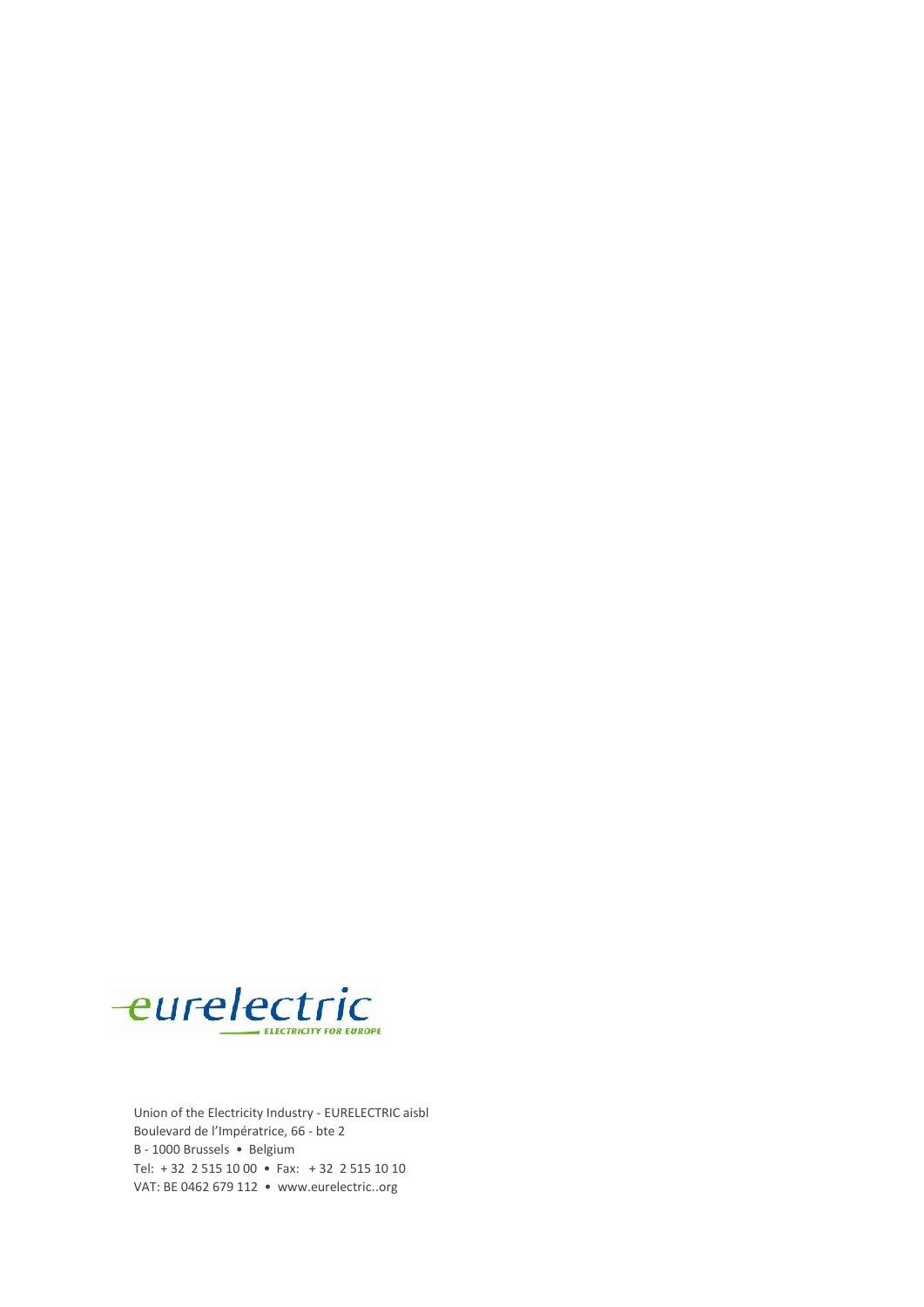eurelectric

ELECTRICITY FOR EUROPE

Union of the Electricity Industry - EURELECTRIC aisbl
Boulevard de l'Impératrice, 66 - bte 2
B - 1000 Brussels • Belgium
Tel: + 32 2 515 10 00 • Fax: + 32 2 515 10 10
VAT: BE 0462 679 112 • www.eurelectric..org